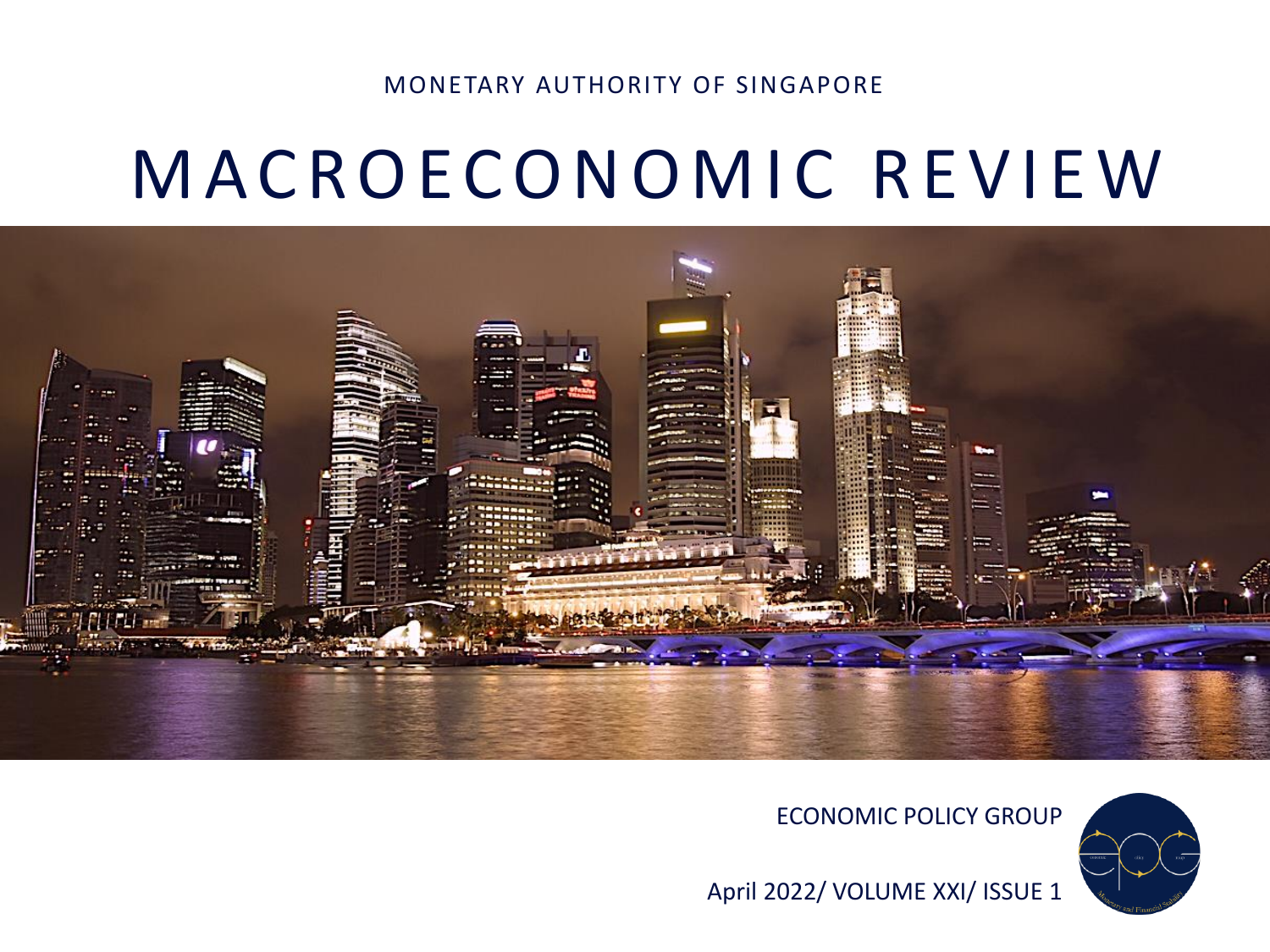MONETARY AUTHORITY OF SINGAPORE

# MACROECONOMIC REVIEW

ECONOMIC POLICY GROUP

April 2022/ VOLUME XXI/ ISSUE 1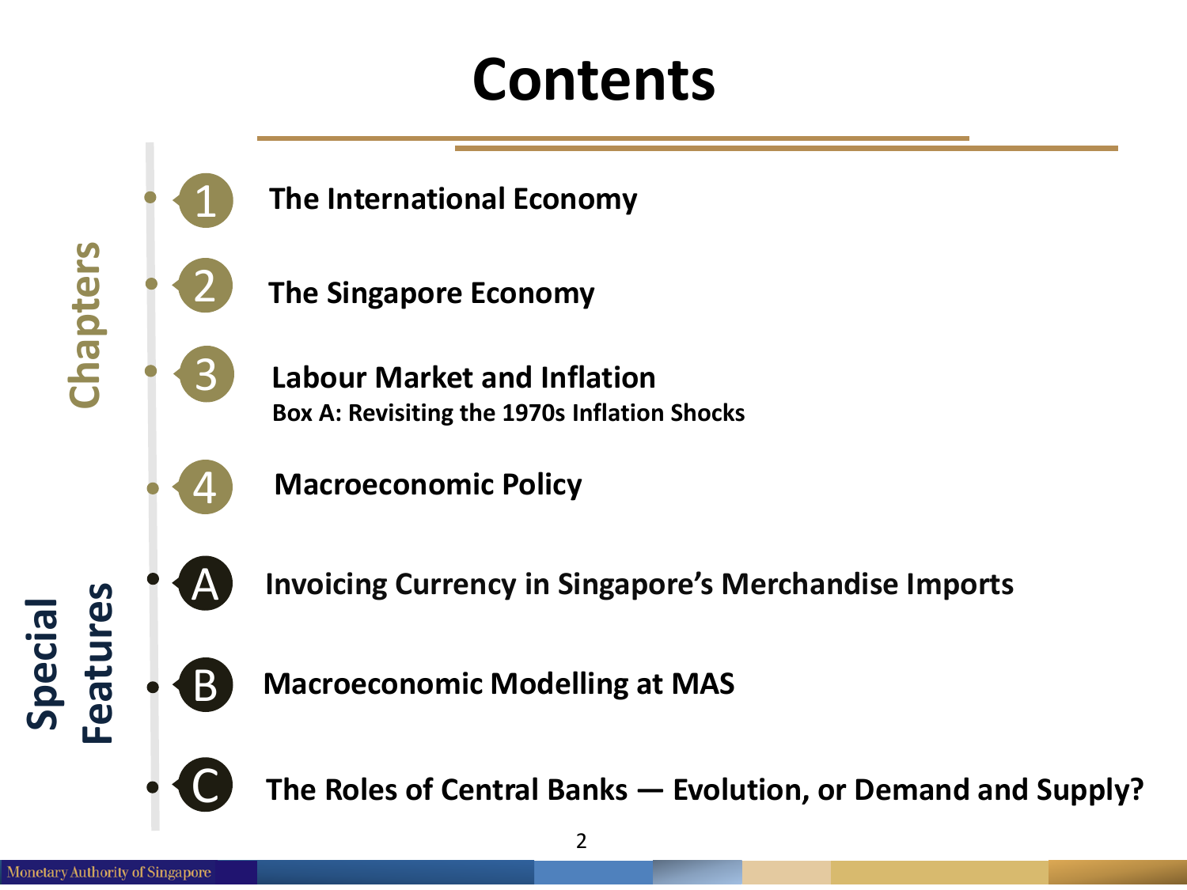# Contents

**Chapters**

1. **The International Economy**
2. **The Singapore Economy**
3. **Labour Market and Inflation**
   **Box A: Revisiting the 1970s Inflation Shocks**
4. **Macroeconomic Policy**

**Special Features**

- **A** **Invoicing Currency in Singapore's Merchandise Imports**
- **B** **Macroeconomic Modelling at MAS**
- **C** **The Roles of Central Banks — Evolution, or Demand and Supply?**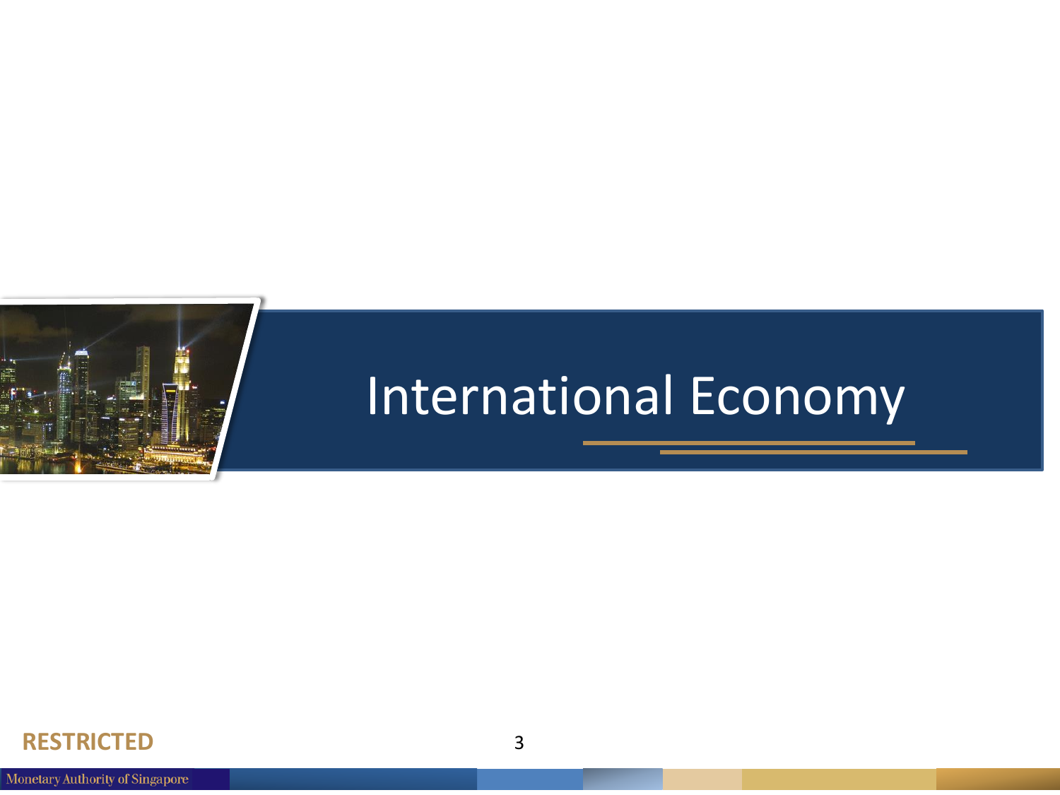# International Economy

**RESTRICTED**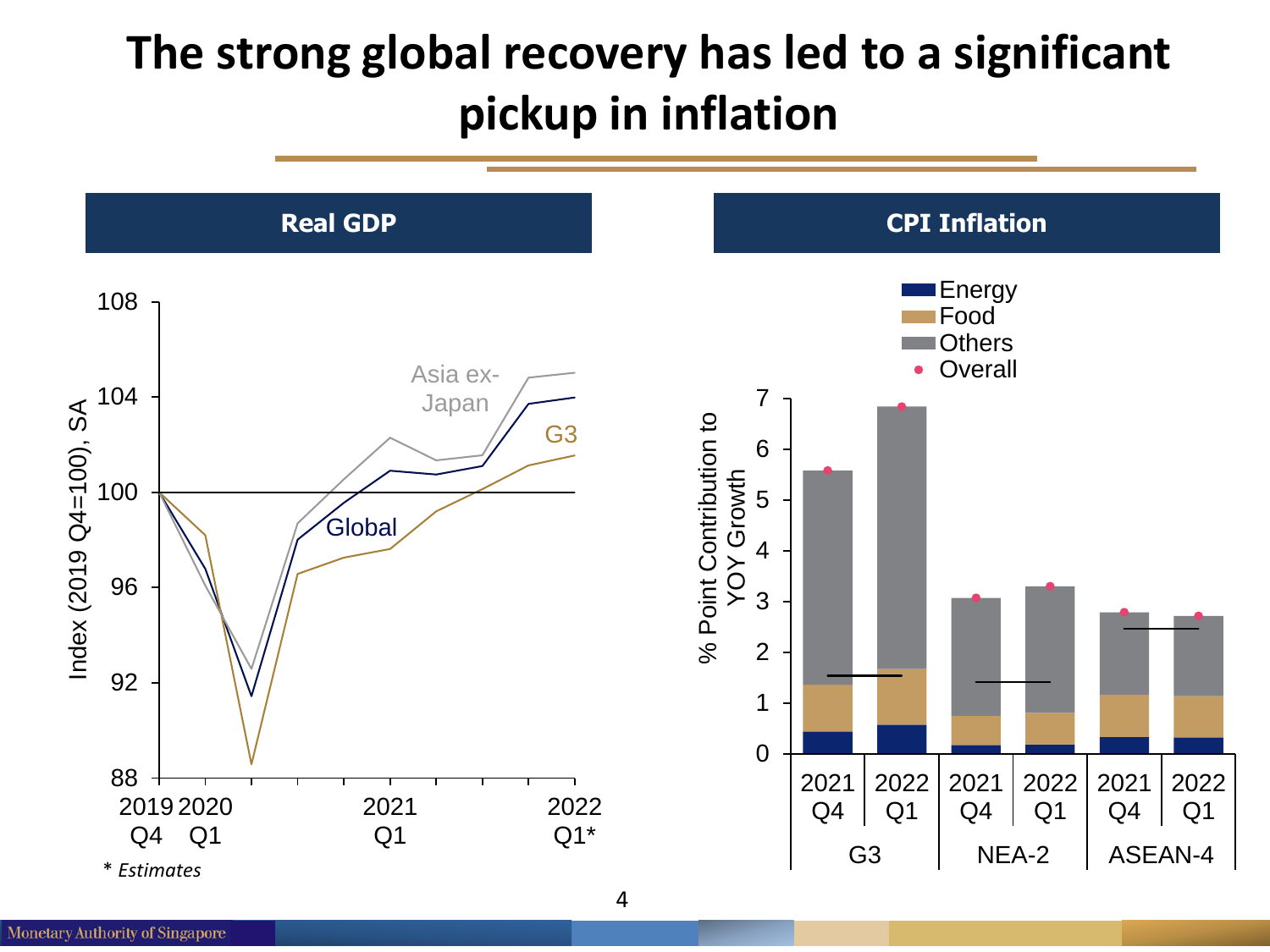# The strong global recovery has led to a significant pickup in inflation

## Real GDP

Index (2019 Q4=100), SA

Series: Asia ex-Japan, G3, Global

X-axis: 2019 Q4, 2020 Q1, 2021 Q1, 2022 Q1*

Y-axis: 88, 92, 96, 100, 104, 108

* *Estimates*

## CPI Inflation

% Point Contribution to YOY Growth

Legend: Energy, Food, Others, Overall

Y-axis: 0, 1, 2, 3, 4, 5, 6, 7

| | 2021 Q4 | 2022 Q1 |
|---|---|---|
| G3 | | |
| NEA-2 | | |
| ASEAN-4 | | |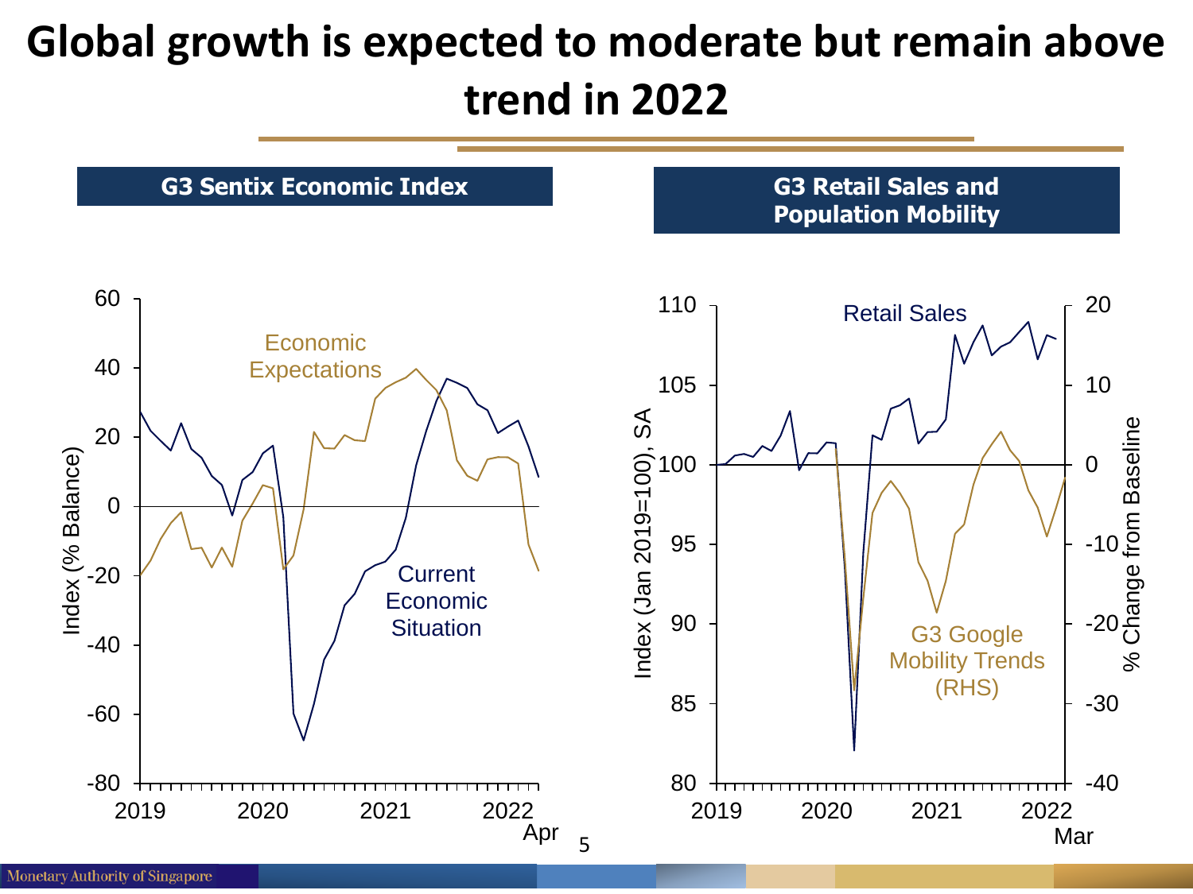# Global growth is expected to moderate but remain above trend in 2022

## G3 Sentix Economic Index

Index (% Balance)

Economic Expectations

Current Economic Situation

2019 · 2020 · 2021 · 2022 · Apr

## G3 Retail Sales and Population Mobility

Index (Jan 2019=100), SA

% Change from Baseline

Retail Sales

G3 Google Mobility Trends (RHS)

2019 · 2020 · 2021 · 2022 · Mar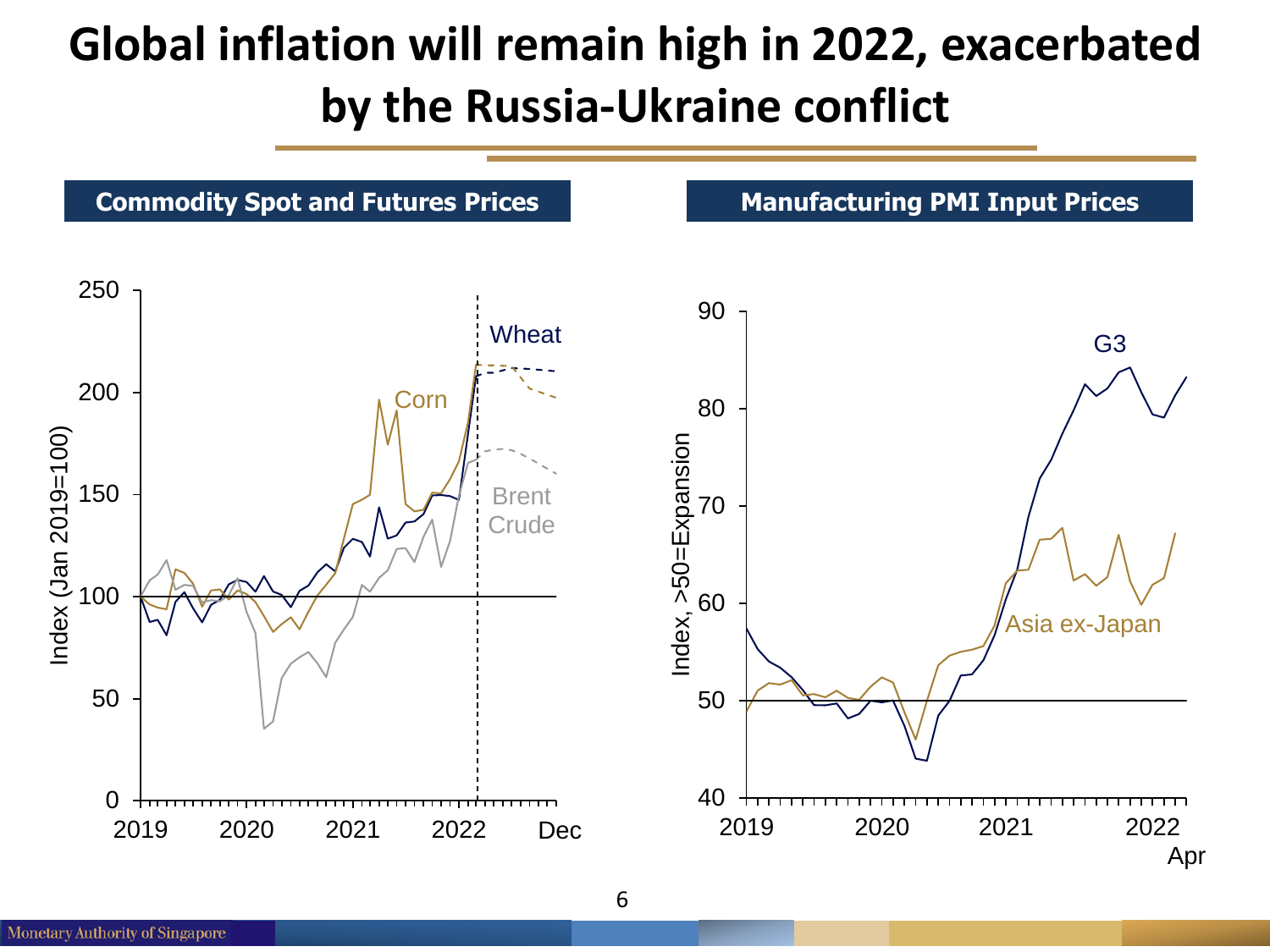# Global inflation will remain high in 2022, exacerbated by the Russia-Ukraine conflict

## Commodity Spot and Futures Prices

Index (Jan 2019=100)

Wheat, Corn, Brent Crude

2019, 2020, 2021, 2022, Dec

## Manufacturing PMI Input Prices

Index, >50=Expansion

G3, Asia ex-Japan

2019, 2020, 2021, 2022, Apr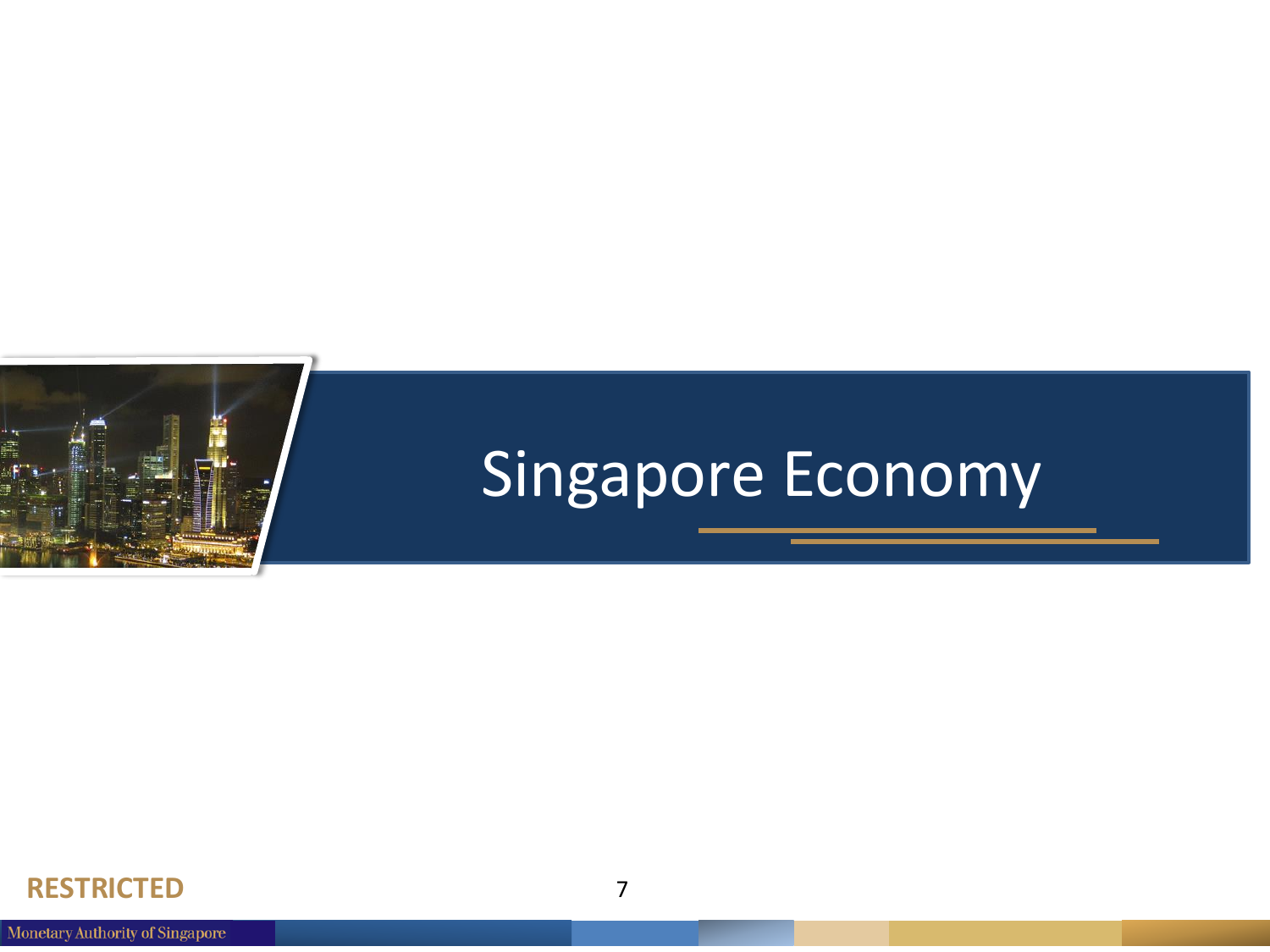# Singapore Economy

**RESTRICTED**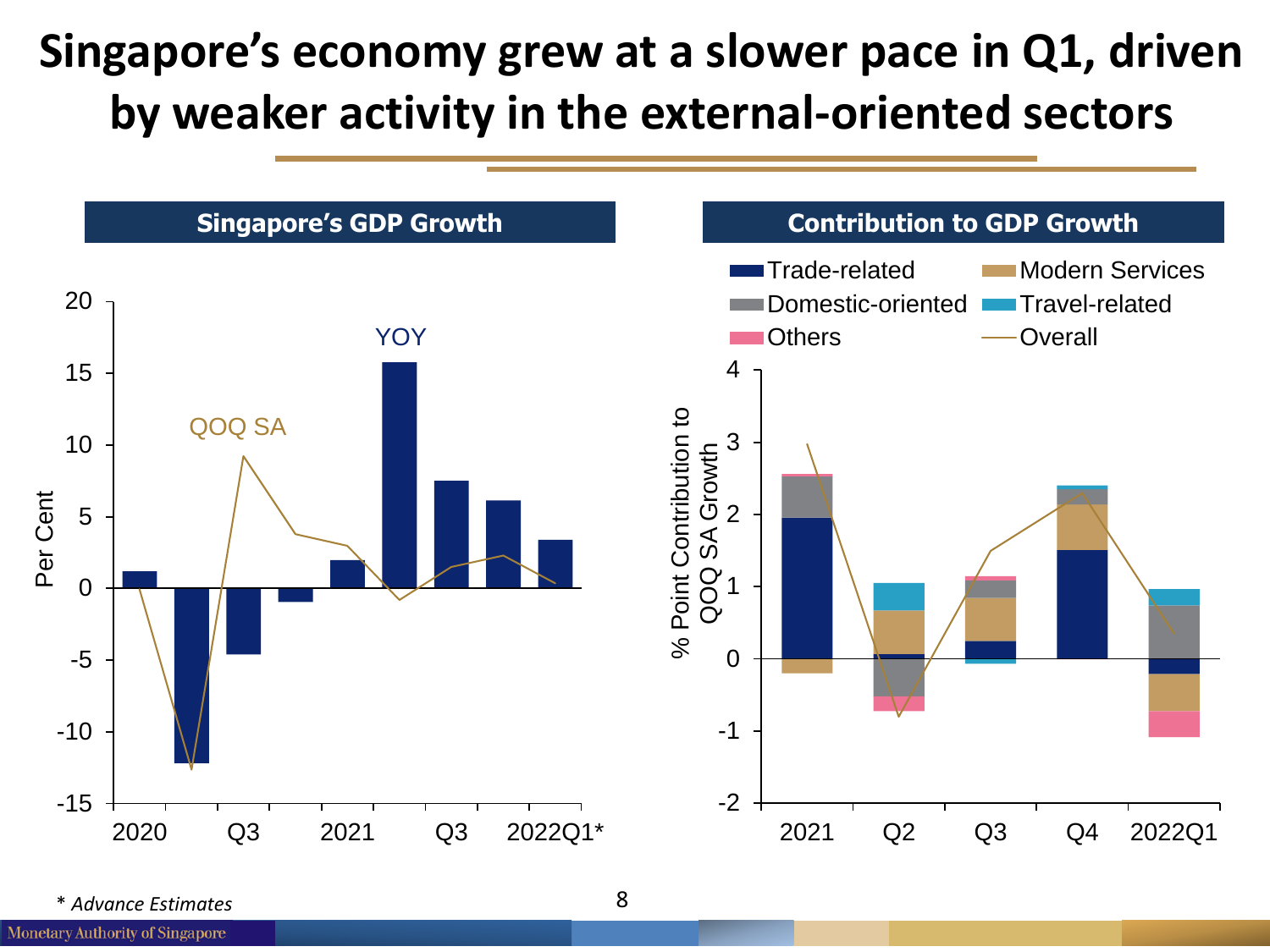# Singapore's economy grew at a slower pace in Q1, driven by weaker activity in the external-oriented sectors

## Singapore's GDP Growth

## Contribution to GDP Growth

* *Advance Estimates*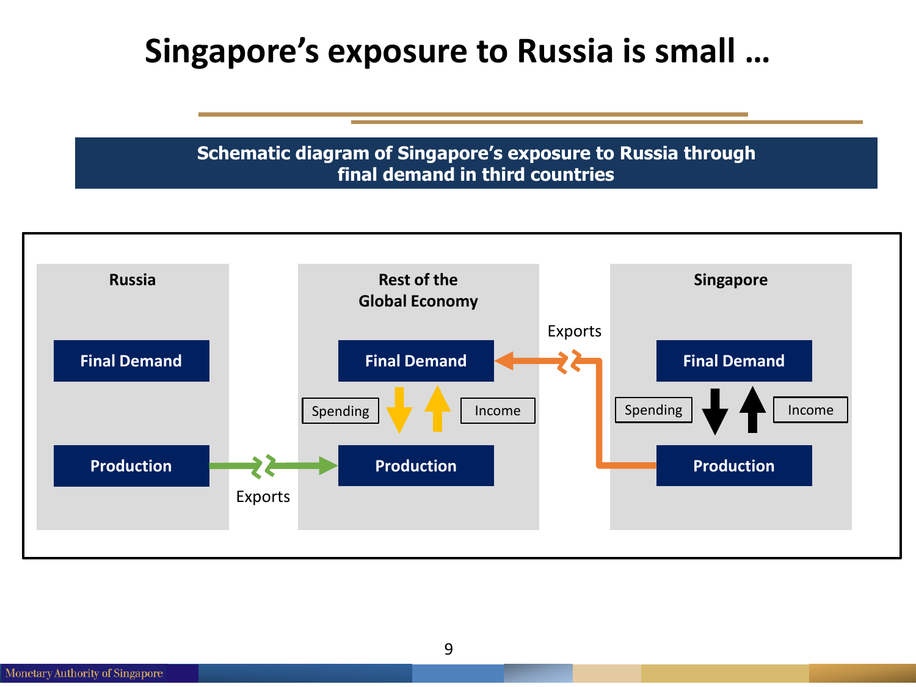# Singapore's exposure to Russia is small …

**Schematic diagram of Singapore's exposure to Russia through final demand in third countries**

**Russia**

**Final Demand**

**Production**

Exports

**Rest of the Global Economy**

**Final Demand**

Spending

Income

**Production**

Exports

**Singapore**

**Final Demand**

Spending

Income

**Production**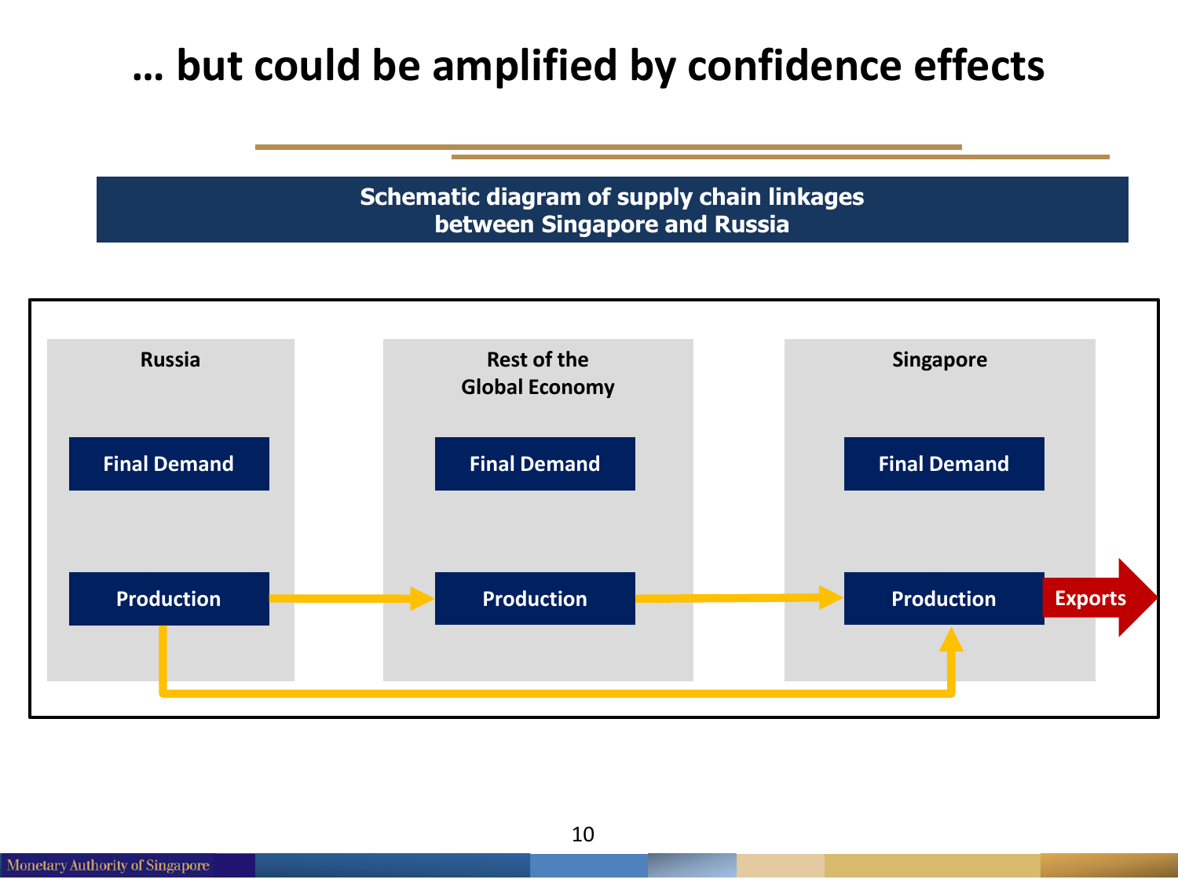# … but could be amplified by confidence effects

**Schematic diagram of supply chain linkages between Singapore and Russia**

| Russia | Rest of the Global Economy | Singapore |
|---|---|---|
| Final Demand | Final Demand | Final Demand |
| Production | Production | Production → Exports |

Russia Production → Rest of the Global Economy Production → Singapore Production

Russia Production → Singapore Production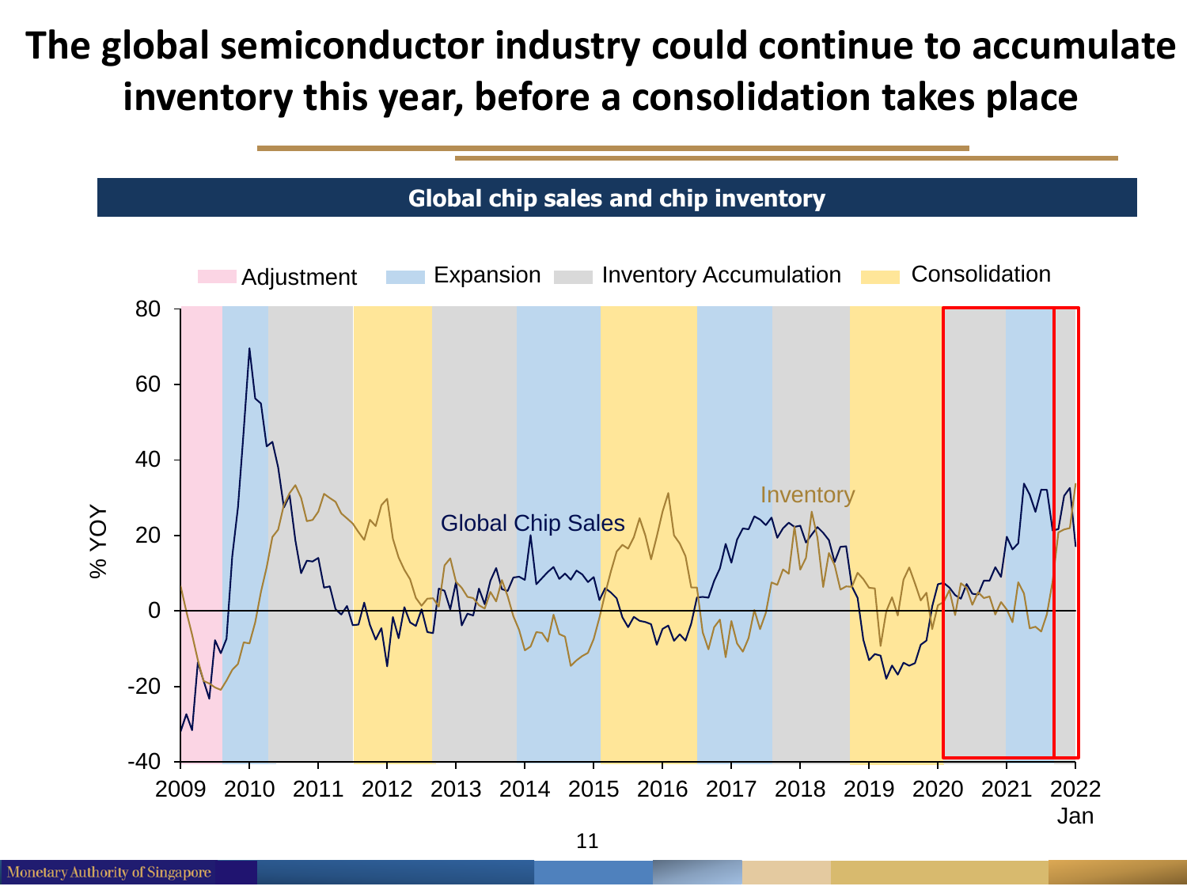# The global semiconductor industry could continue to accumulate inventory this year, before a consolidation takes place

**Global chip sales and chip inventory**

Adjustment | Expansion | Inventory Accumulation | Consolidation

% YOY

Global Chip Sales

Inventory

2009 2010 2011 2012 2013 2014 2015 2016 2017 2018 2019 2020 2021 2022 Jan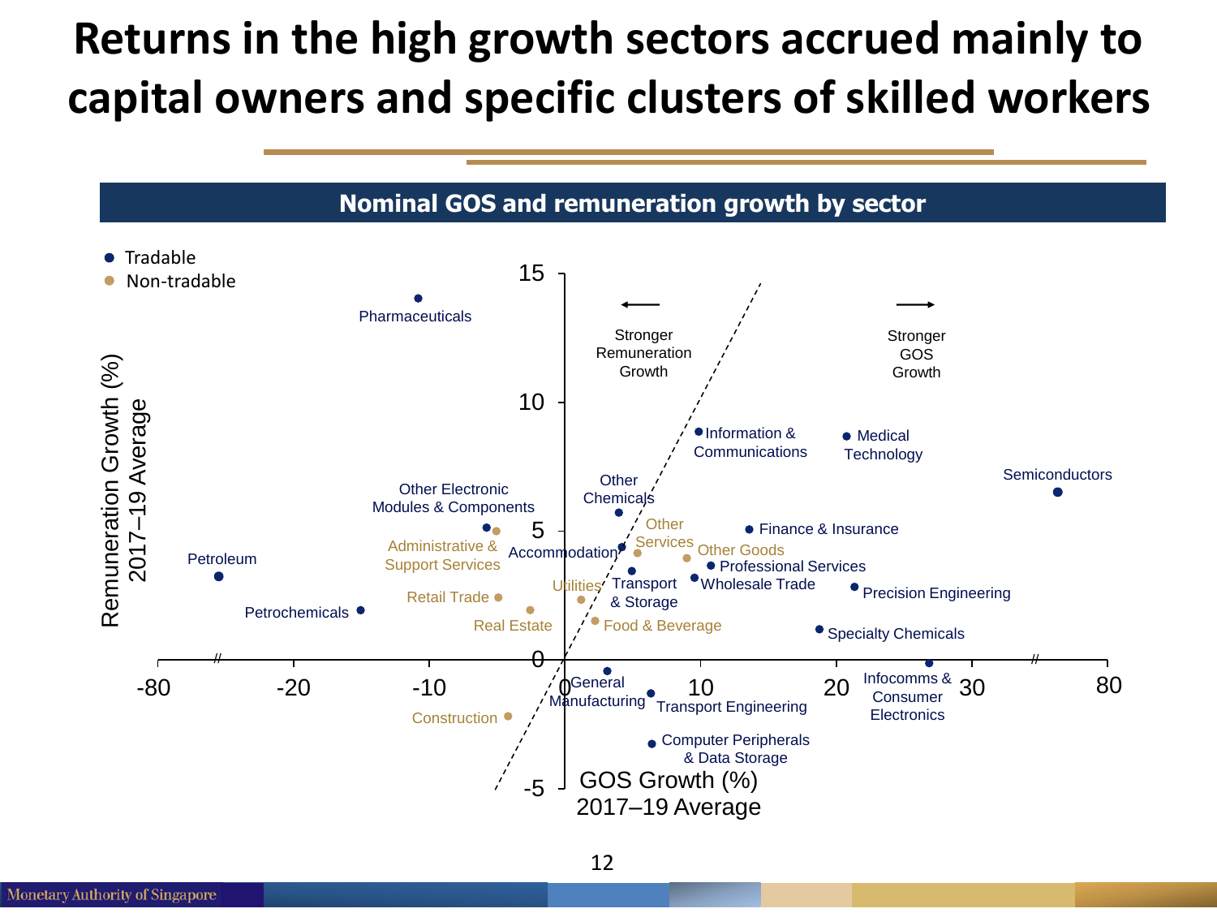# Returns in the high growth sectors accrued mainly to capital owners and specific clusters of skilled workers

## Nominal GOS and remuneration growth by sector

- Tradable
- Non-tradable

Remuneration Growth (%) 2017–19 Average

GOS Growth (%) 2017–19 Average

← Stronger Remuneration Growth

→ Stronger GOS Growth

Pharmaceuticals, Petroleum, Petrochemicals, Other Electronic Modules & Components, Administrative & Support Services, Retail Trade, Real Estate, Construction, Other Chemicals, Accommodation, Other Services, Utilities, Transport & Storage, Food & Beverage, General Manufacturing, Transport Engineering, Computer Peripherals & Data Storage, Information & Communications, Medical Technology, Semiconductors, Finance & Insurance, Other Goods, Professional Services, Wholesale Trade, Precision Engineering, Specialty Chemicals, Infocomms & Consumer Electronics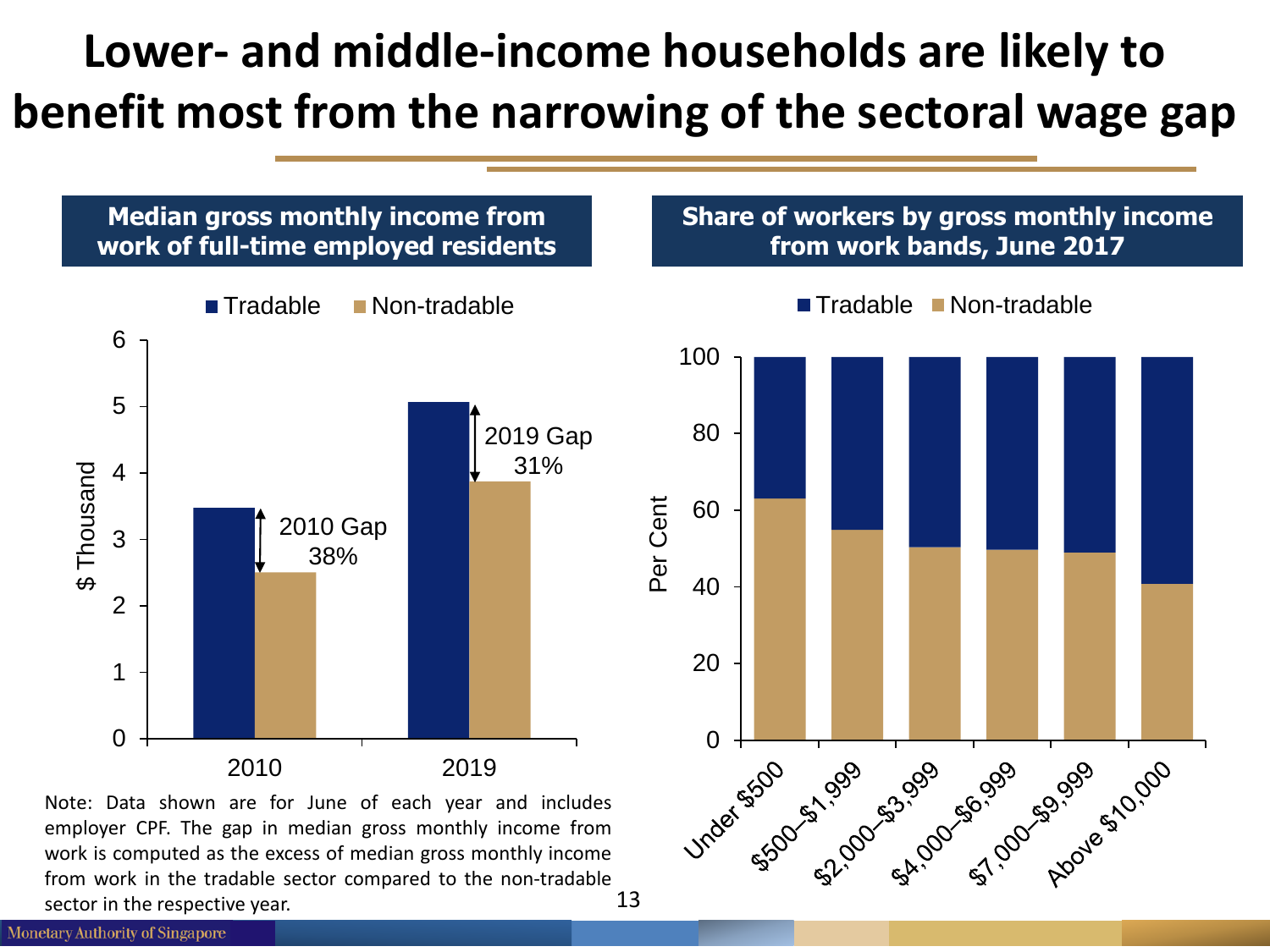# Lower- and middle-income households are likely to benefit most from the narrowing of the sectoral wage gap

## Median gross monthly income from work of full-time employed residents

■ Tradable ■ Non-tradable

$ Thousand

2010 Gap 38%

2019 Gap 31%

2010 2019

Note: Data shown are for June of each year and includes employer CPF. The gap in median gross monthly income from work is computed as the excess of median gross monthly income from work in the tradable sector compared to the non-tradable sector in the respective year.

## Share of workers by gross monthly income from work bands, June 2017

■ Tradable ■ Non-tradable

Per Cent

Under $500, $500–$1,999, $2,000–$3,999, $4,000–$6,999, $7,000–$9,999, Above $10,000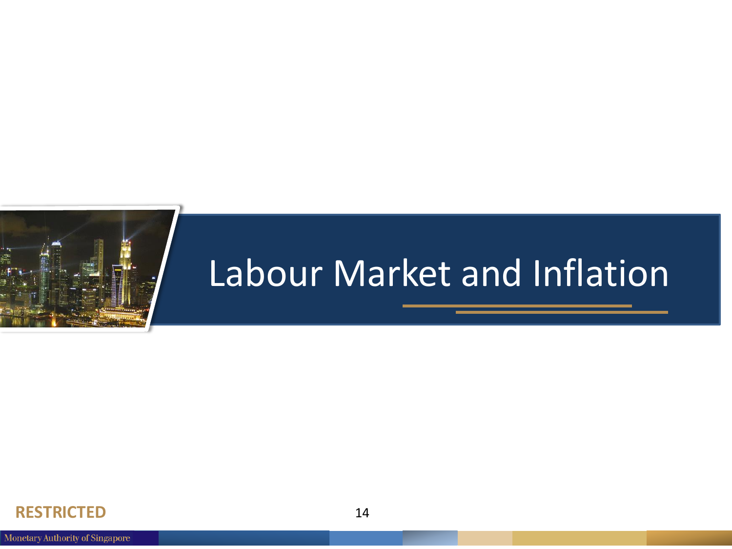# Labour Market and Inflation

**RESTRICTED**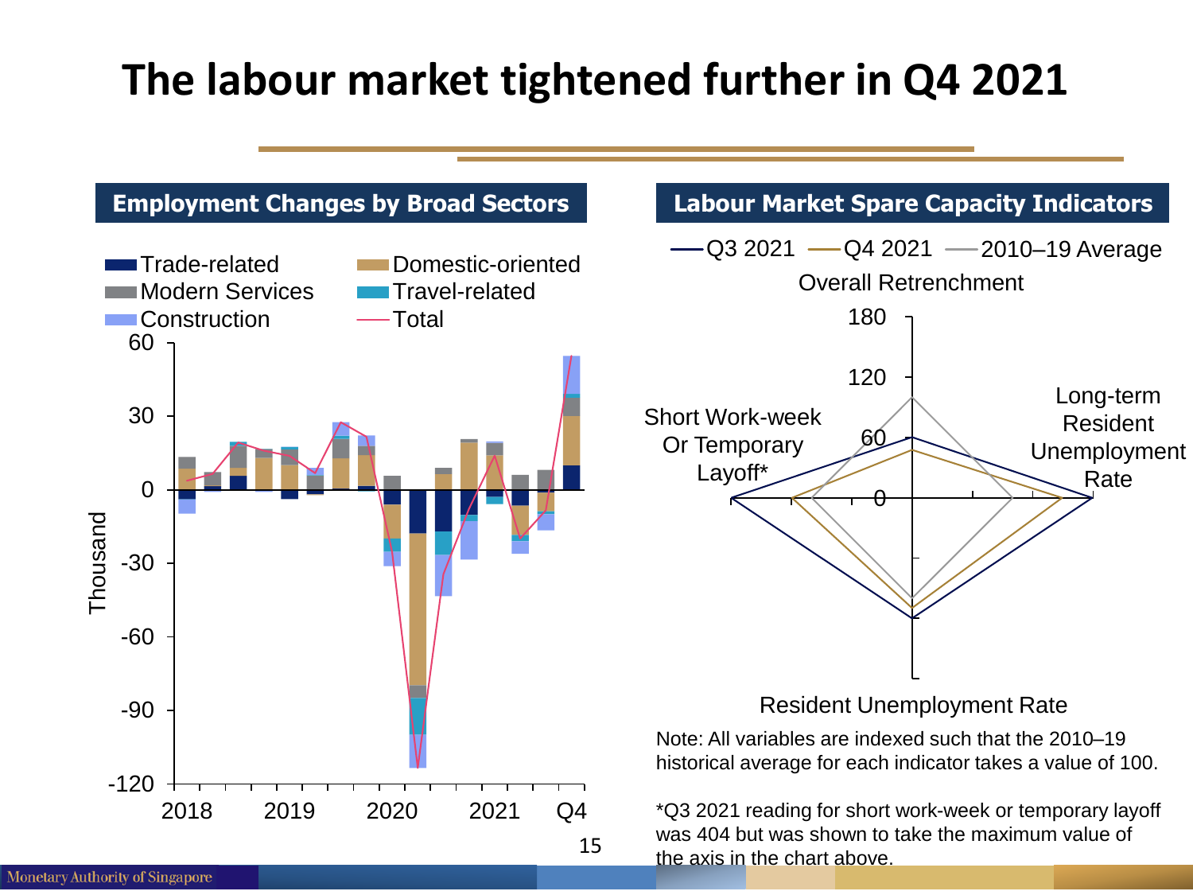# The labour market tightened further in Q4 2021

## Employment Changes by Broad Sectors

Trade-related
Domestic-oriented
Modern Services
Travel-related
Construction
Total

Thousand

## Labour Market Spare Capacity Indicators

Q3 2021 — Q4 2021 — 2010–19 Average

Overall Retrenchment

Short Work-week Or Temporary Layoff*

Long-term Resident Unemployment Rate

Resident Unemployment Rate

Note: All variables are indexed such that the 2010–19 historical average for each indicator takes a value of 100.

*Q3 2021 reading for short work-week or temporary layoff was 404 but was shown to take the maximum value of the axis in the chart above.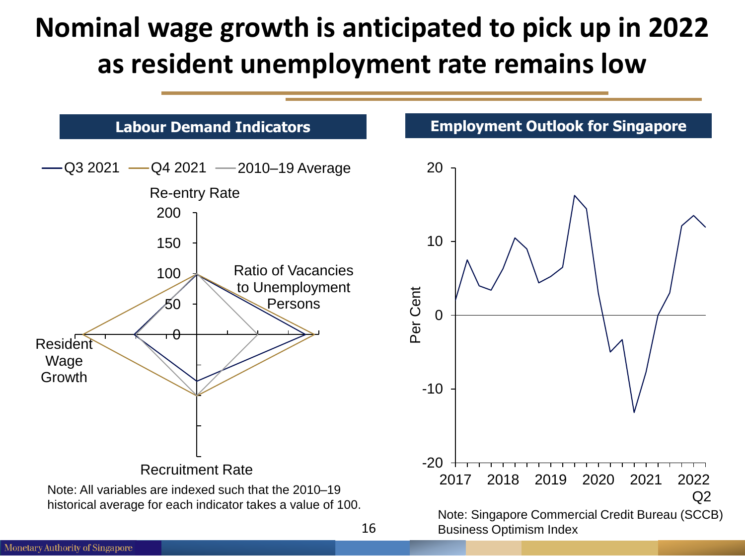# Nominal wage growth is anticipated to pick up in 2022 as resident unemployment rate remains low

## Labour Demand Indicators

Q3 2021 — Q4 2021 — 2010–19 Average

Re-entry Rate

Ratio of Vacancies to Unemployment Persons

Resident Wage Growth

Recruitment Rate

Note: All variables are indexed such that the 2010–19 historical average for each indicator takes a value of 100.

## Employment Outlook for Singapore

Per Cent

2017 2018 2019 2020 2021 2022 Q2

Note: Singapore Commercial Credit Bureau (SCCB) Business Optimism Index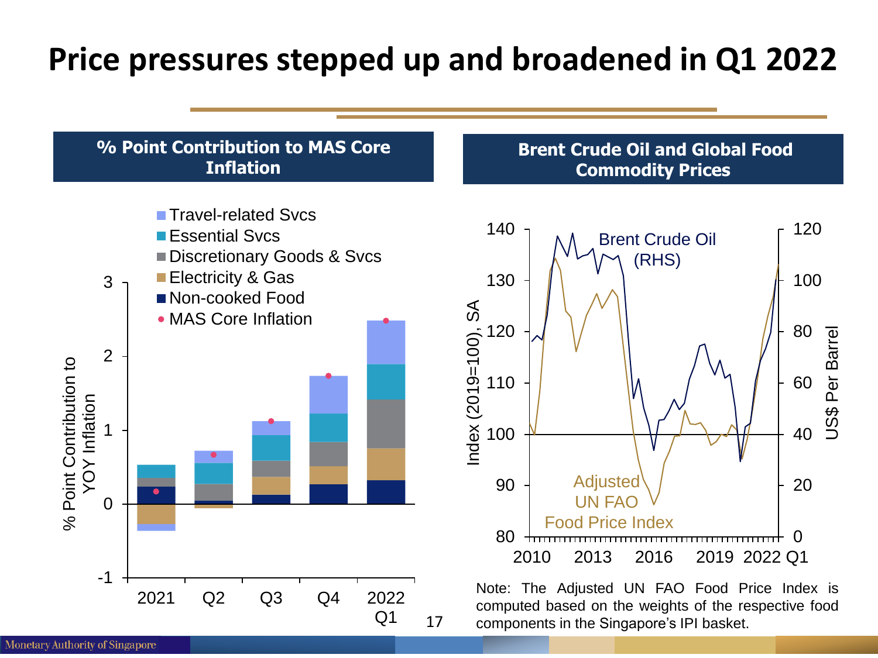# Price pressures stepped up and broadened in Q1 2022

## % Point Contribution to MAS Core Inflation

- Travel-related Svcs
- Essential Svcs
- Discretionary Goods & Svcs
- Electricity & Gas
- Non-cooked Food
- MAS Core Inflation

% Point Contribution to YOY Inflation

2021, Q2, Q3, Q4, 2022 Q1

## Brent Crude Oil and Global Food Commodity Prices

Brent Crude Oil (RHS)

Adjusted UN FAO Food Price Index

Index (2019=100), SA

US$ Per Barrel

2010, 2013, 2016, 2019, 2022 Q1

Note: The Adjusted UN FAO Food Price Index is computed based on the weights of the respective food components in the Singapore's IPI basket.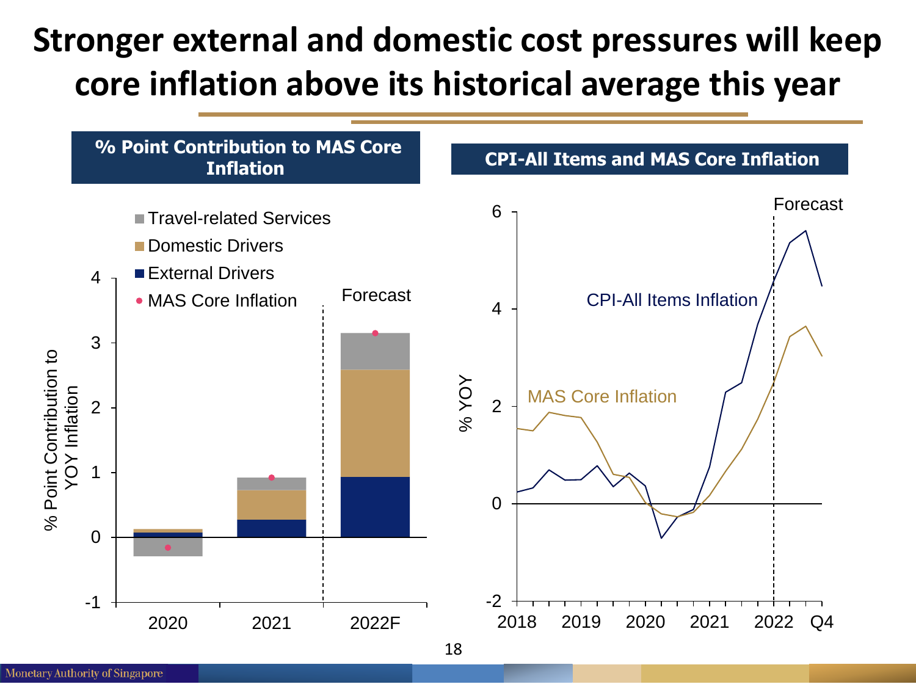# Stronger external and domestic cost pressures will keep core inflation above its historical average this year

**% Point Contribution to MAS Core Inflation**

■ Travel-related Services
■ Domestic Drivers
■ External Drivers
• MAS Core Inflation

Forecast

% Point Contribution to YOY Inflation

2020 2021 2022F

**CPI-All Items and MAS Core Inflation**

Forecast

CPI-All Items Inflation

MAS Core Inflation

% YOY

2018 2019 2020 2021 2022 Q4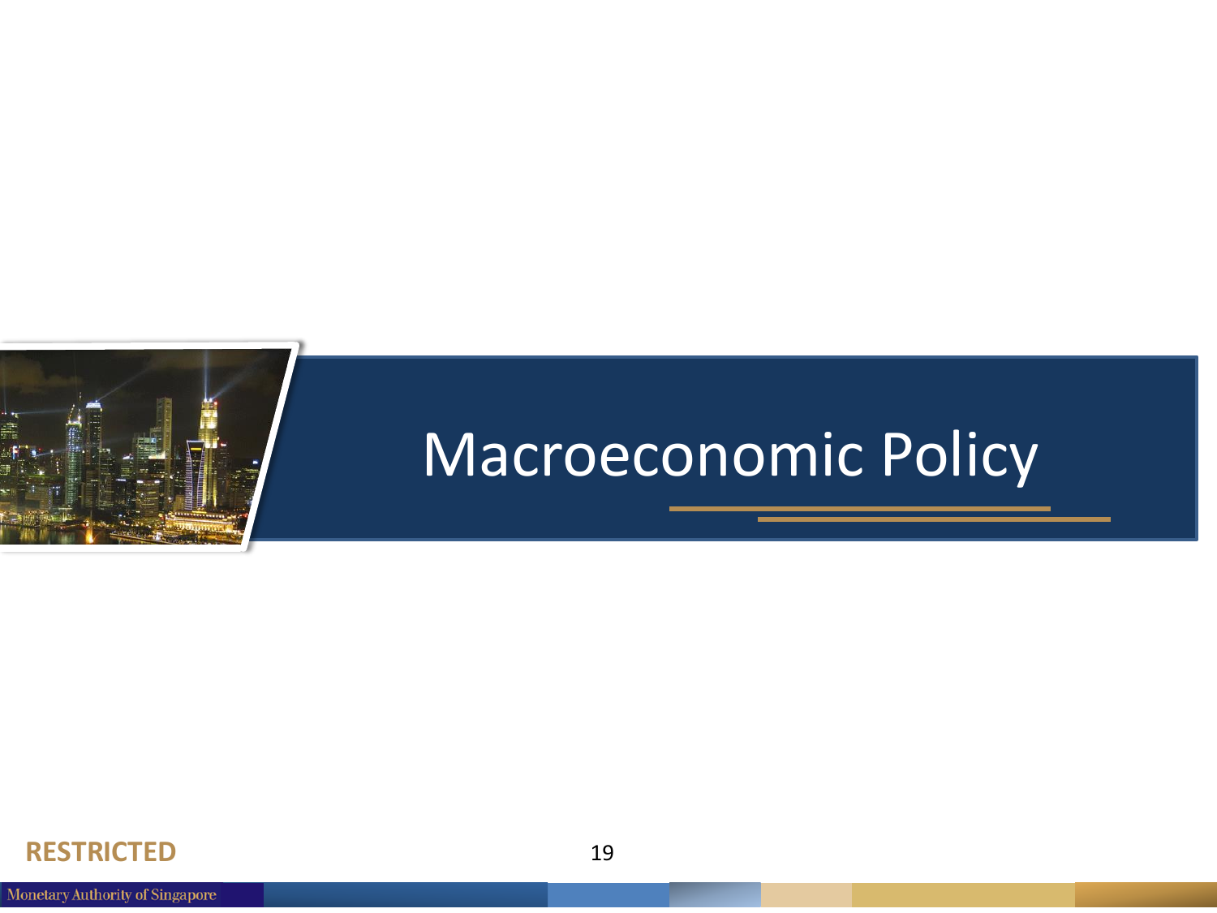# Macroeconomic Policy

**RESTRICTED**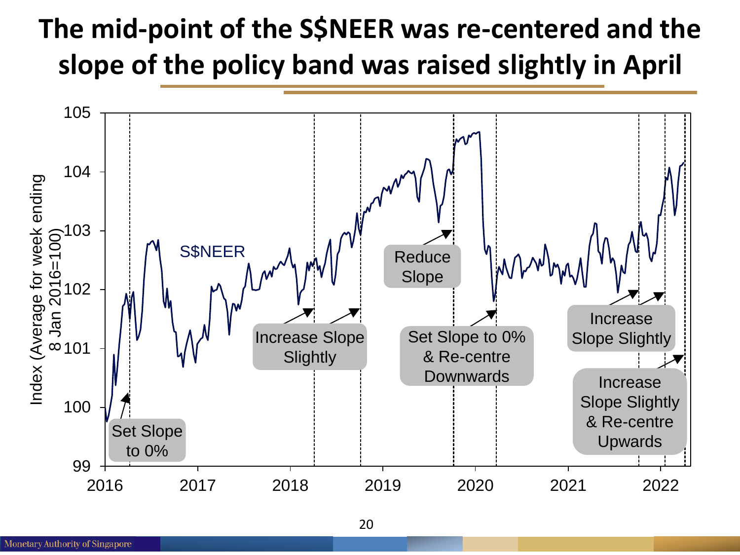# The mid-point of the S$NEER was re-centered and the slope of the policy band was raised slightly in April

S$NEER

Index (Average for week ending 8 Jan 2016=100)

Set Slope to 0%

Increase Slope Slightly

Reduce Slope

Set Slope to 0% & Re-centre Downwards

Increase Slope Slightly

Increase Slope Slightly & Re-centre Upwards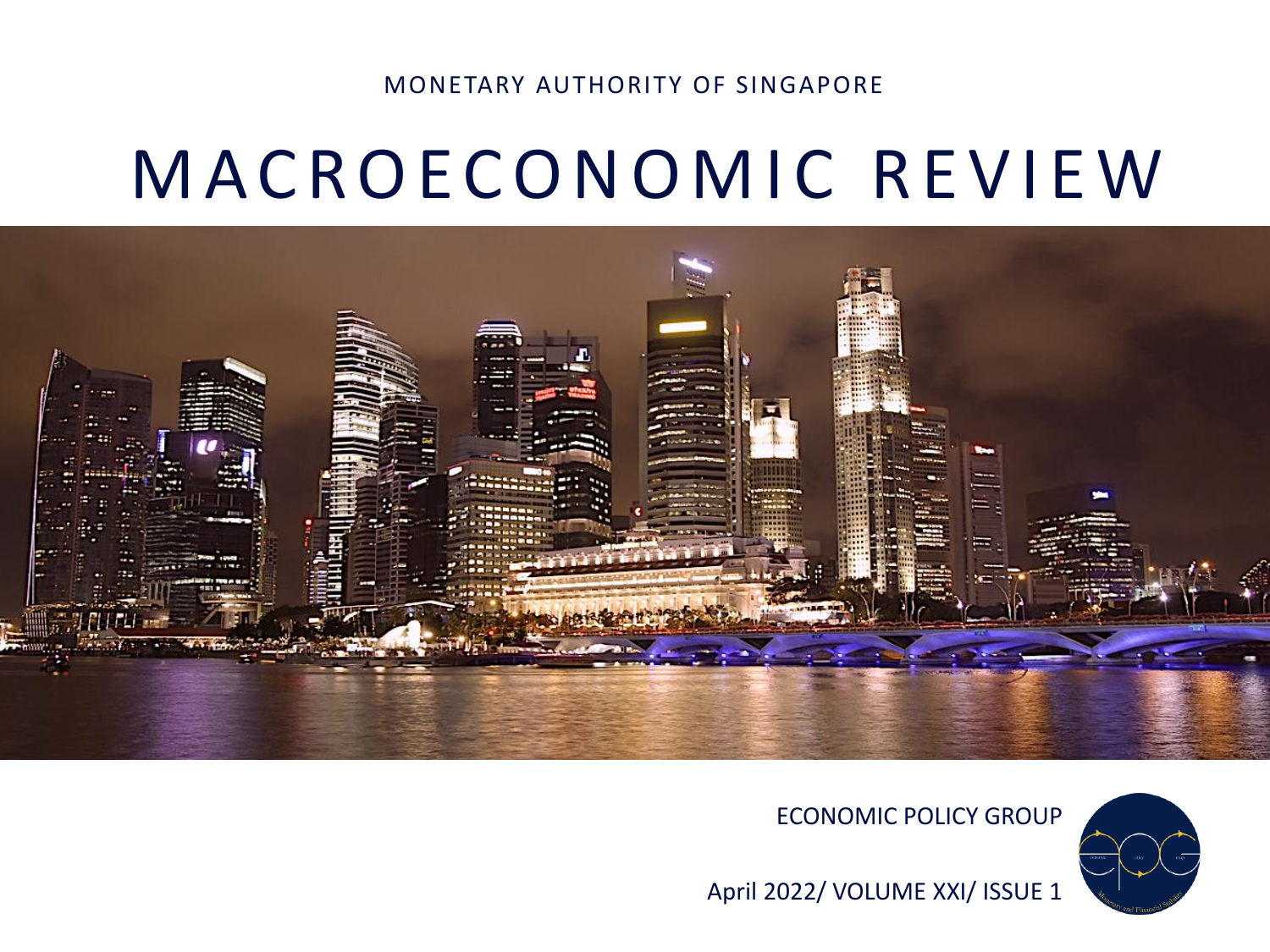MONETARY AUTHORITY OF SINGAPORE

# MACROECONOMIC REVIEW

ECONOMIC POLICY GROUP

April 2022/ VOLUME XXI/ ISSUE 1